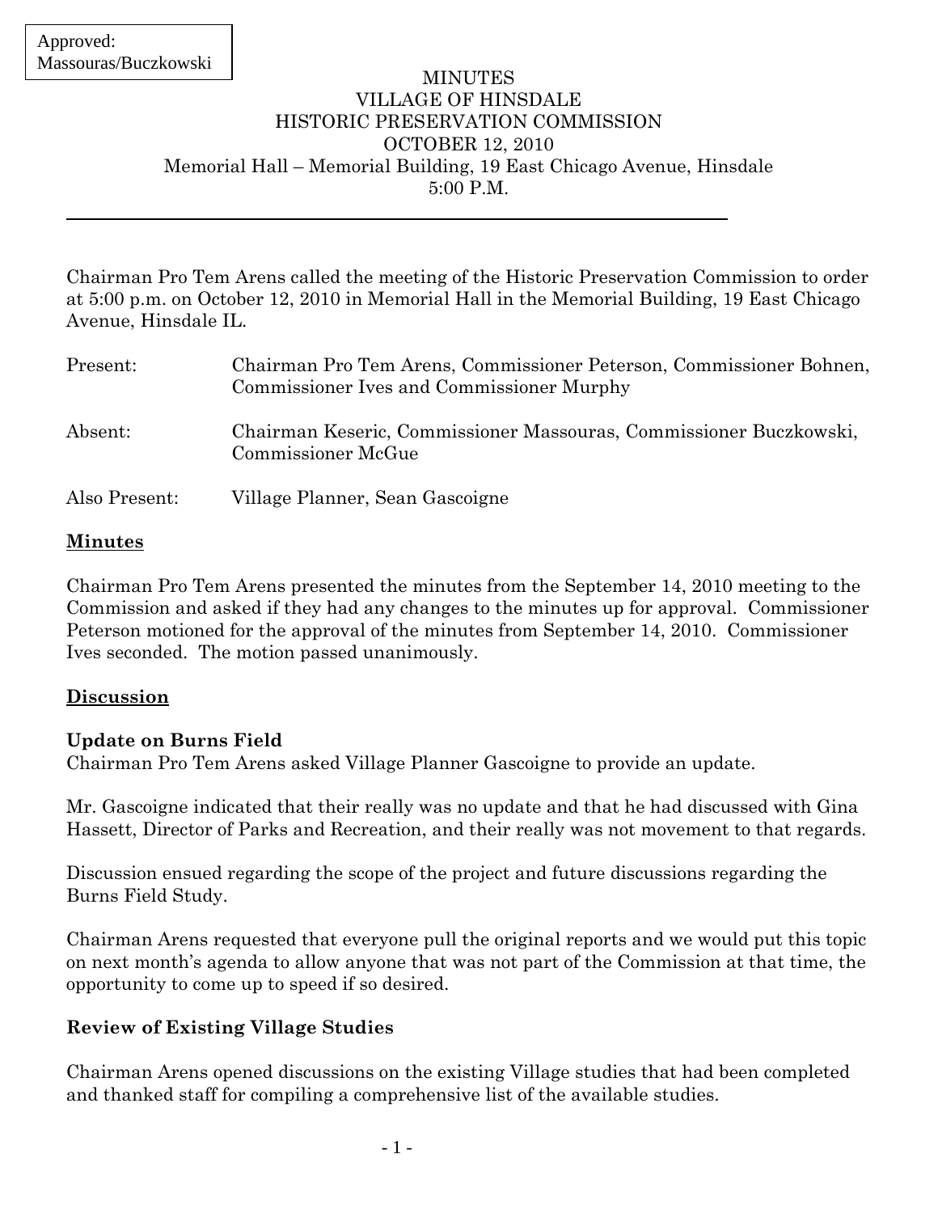Approved: Massouras/Buczkowski

# MINUTES
# VILLAGE OF HINSDALE
# HISTORIC PRESERVATION COMMISSION
# OCTOBER 12, 2010

Memorial Hall – Memorial Building, 19 East Chicago Avenue, Hinsdale
5:00 P.M.

---

Chairman Pro Tem Arens called the meeting of the Historic Preservation Commission to order at 5:00 p.m. on October 12, 2010 in Memorial Hall in the Memorial Building, 19 East Chicago Avenue, Hinsdale IL.

| | |
|---|---|
| Present: | Chairman Pro Tem Arens, Commissioner Peterson, Commissioner Bohnen, Commissioner Ives and Commissioner Murphy |
| Absent: | Chairman Keseric, Commissioner Massouras, Commissioner Buczkowski, Commissioner McGue |
| Also Present: | Village Planner, Sean Gascoigne |

## Minutes

Chairman Pro Tem Arens presented the minutes from the September 14, 2010 meeting to the Commission and asked if they had any changes to the minutes up for approval. Commissioner Peterson motioned for the approval of the minutes from September 14, 2010. Commissioner Ives seconded. The motion passed unanimously.

## Discussion

### Update on Burns Field

Chairman Pro Tem Arens asked Village Planner Gascoigne to provide an update.

Mr. Gascoigne indicated that their really was no update and that he had discussed with Gina Hassett, Director of Parks and Recreation, and their really was not movement to that regards.

Discussion ensued regarding the scope of the project and future discussions regarding the Burns Field Study.

Chairman Arens requested that everyone pull the original reports and we would put this topic on next month's agenda to allow anyone that was not part of the Commission at that time, the opportunity to come up to speed if so desired.

### Review of Existing Village Studies

Chairman Arens opened discussions on the existing Village studies that had been completed and thanked staff for compiling a comprehensive list of the available studies.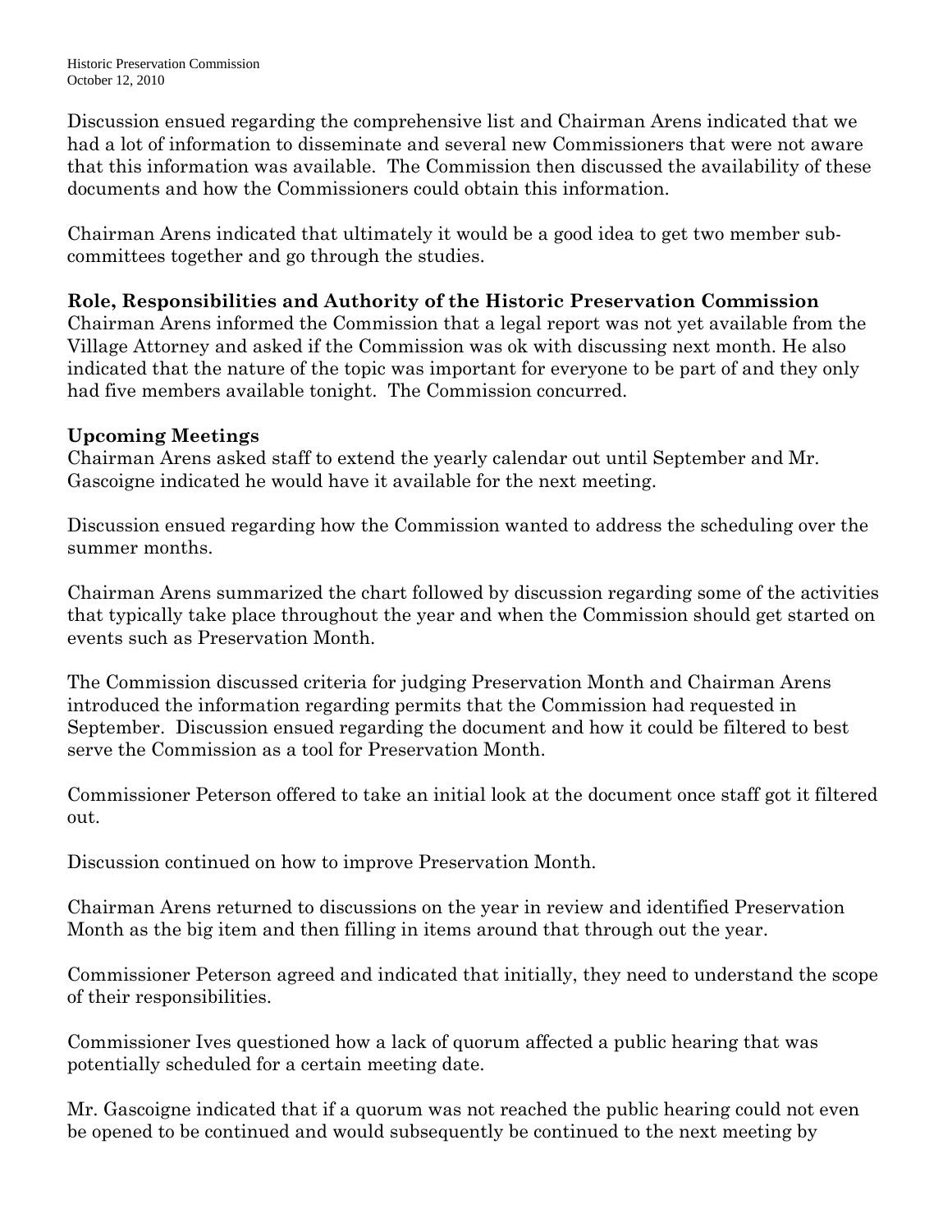Discussion ensued regarding the comprehensive list and Chairman Arens indicated that we had a lot of information to disseminate and several new Commissioners that were not aware that this information was available. The Commission then discussed the availability of these documents and how the Commissioners could obtain this information.

Chairman Arens indicated that ultimately it would be a good idea to get two member sub-committees together and go through the studies.

**Role, Responsibilities and Authority of the Historic Preservation Commission**
Chairman Arens informed the Commission that a legal report was not yet available from the Village Attorney and asked if the Commission was ok with discussing next month. He also indicated that the nature of the topic was important for everyone to be part of and they only had five members available tonight. The Commission concurred.

**Upcoming Meetings**
Chairman Arens asked staff to extend the yearly calendar out until September and Mr. Gascoigne indicated he would have it available for the next meeting.

Discussion ensued regarding how the Commission wanted to address the scheduling over the summer months.

Chairman Arens summarized the chart followed by discussion regarding some of the activities that typically take place throughout the year and when the Commission should get started on events such as Preservation Month.

The Commission discussed criteria for judging Preservation Month and Chairman Arens introduced the information regarding permits that the Commission had requested in September. Discussion ensued regarding the document and how it could be filtered to best serve the Commission as a tool for Preservation Month.

Commissioner Peterson offered to take an initial look at the document once staff got it filtered out.

Discussion continued on how to improve Preservation Month.

Chairman Arens returned to discussions on the year in review and identified Preservation Month as the big item and then filling in items around that through out the year.

Commissioner Peterson agreed and indicated that initially, they need to understand the scope of their responsibilities.

Commissioner Ives questioned how a lack of quorum affected a public hearing that was potentially scheduled for a certain meeting date.

Mr. Gascoigne indicated that if a quorum was not reached the public hearing could not even be opened to be continued and would subsequently be continued to the next meeting by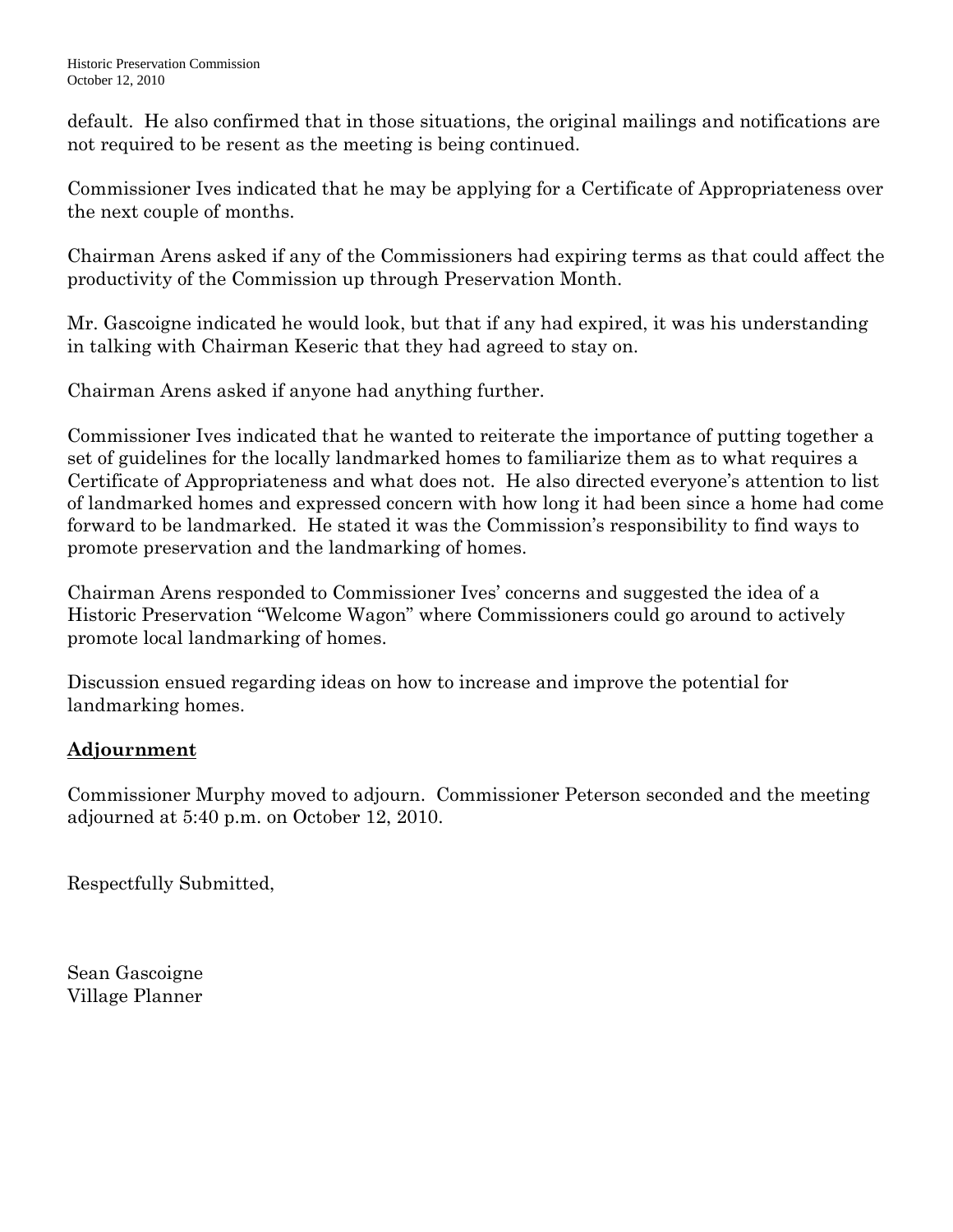default. He also confirmed that in those situations, the original mailings and notifications are not required to be resent as the meeting is being continued.

Commissioner Ives indicated that he may be applying for a Certificate of Appropriateness over the next couple of months.

Chairman Arens asked if any of the Commissioners had expiring terms as that could affect the productivity of the Commission up through Preservation Month.

Mr. Gascoigne indicated he would look, but that if any had expired, it was his understanding in talking with Chairman Keseric that they had agreed to stay on.

Chairman Arens asked if anyone had anything further.

Commissioner Ives indicated that he wanted to reiterate the importance of putting together a set of guidelines for the locally landmarked homes to familiarize them as to what requires a Certificate of Appropriateness and what does not. He also directed everyone's attention to list of landmarked homes and expressed concern with how long it had been since a home had come forward to be landmarked. He stated it was the Commission's responsibility to find ways to promote preservation and the landmarking of homes.

Chairman Arens responded to Commissioner Ives' concerns and suggested the idea of a Historic Preservation "Welcome Wagon" where Commissioners could go around to actively promote local landmarking of homes.

Discussion ensued regarding ideas on how to increase and improve the potential for landmarking homes.

## Adjournment

Commissioner Murphy moved to adjourn. Commissioner Peterson seconded and the meeting adjourned at 5:40 p.m. on October 12, 2010.

Respectfully Submitted,

Sean Gascoigne
Village Planner